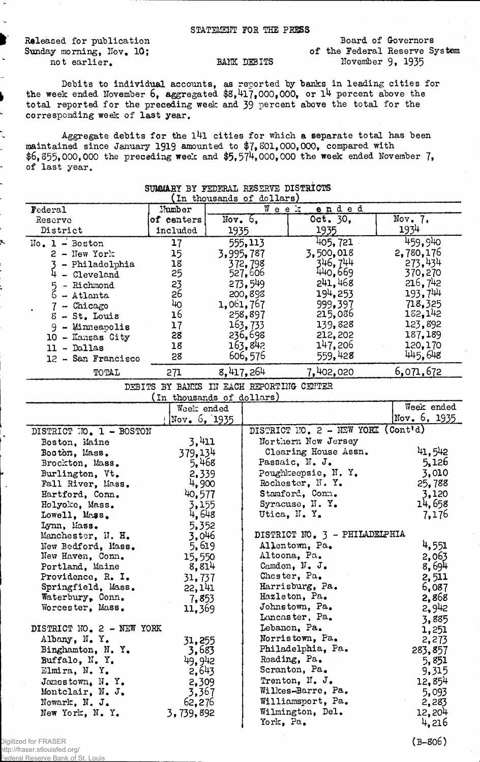STATEMENT FOR THE PRESS

Released for publication
Sunday morning, Nov. 10;
not earlier.

BANK DEBITS

Board of Governors
of the Federal Reserve System
November 9, 1935

Debits to individual accounts, as reported by banks in leading cities for the week ended November 6, aggregated $8,417,000,000, or 14 percent above the total reported for the preceding week and 39 percent above the total for the corresponding week of last year.

Aggregate debits for the 141 cities for which a separate total has been maintained since January 1919 amounted to $7,801,000,000, compared with $6,855,000,000 the preceding week and $5,574,000,000 the week ended November 7, of last year.

## SUMMARY BY FEDERAL RESERVE DISTRICTS
(In thousands of dollars)

| Federal Reserve District | Number of centers included | Week ended Nov. 6, 1935 | Oct. 30, 1935 | Nov. 7, 1934 |
|---|---|---|---|---|
| No. 1 - Boston | 17 | 555,113 | 405,721 | 459,940 |
| 2 - New York | 15 | 3,995,787 | 3,500,018 | 2,780,176 |
| 3 - Philadelphia | 18 | 372,798 | 346,744 | 273,434 |
| 4 - Cleveland | 25 | 527,606 | 440,669 | 370,270 |
| 5 - Richmond | 23 | 273,549 | 241,468 | 216,742 |
| 6 - Atlanta | 26 | 200,898 | 194,253 | 193,744 |
| 7 - Chicago | 40 | 1,061,767 | 999,397 | 718,325 |
| 8 - St. Louis | 16 | 258,897 | 215,086 | 182,142 |
| 9 - Minneapolis | 17 | 163,733 | 139,828 | 123,892 |
| 10 - Kansas City | 28 | 236,698 | 212,202 | 187,189 |
| 11 - Dallas | 18 | 163,842 | 147,206 | 120,170 |
| 12 - San Francisco | 28 | 606,576 | 559,428 | 445,648 |
| TOTAL | 271 | 8,417,264 | 7,402,020 | 6,071,672 |

## DEBITS BY BANKS IN EACH REPORTING CENTER
(In thousands of dollars)

| | Week ended Nov. 6, 1935 |
|---|---|
| **DISTRICT NO. 1 - BOSTON** | |
| Boston, Maine | 3,411 |
| Boston, Mass. | 379,134 |
| Brockton, Mass. | 5,468 |
| Burlington, Vt. | 2,339 |
| Fall River, Mass. | 4,900 |
| Hartford, Conn. | 40,577 |
| Holyoke, Mass. | 3,155 |
| Lowell, Mass. | 4,648 |
| Lynn, Mass. | 5,352 |
| Manchester, N. H. | 3,046 |
| New Bedford, Mass. | 5,619 |
| New Haven, Conn. | 15,550 |
| Portland, Maine | 8,814 |
| Providence, R. I. | 31,737 |
| Springfield, Mass. | 22,141 |
| Waterbury, Conn. | 7,853 |
| Worcester, Mass. | 11,369 |
| **DISTRICT NO. 2 - NEW YORK** | |
| Albany, N. Y. | 31,255 |
| Binghamton, N. Y. | 3,683 |
| Buffalo, N. Y. | 49,942 |
| Elmira, N. Y. | 2,643 |
| Jamestown, N. Y. | 2,309 |
| Montclair, N. J. | 3,367 |
| Newark, N. J. | 62,276 |
| New York, N. Y. | 3,739,892 |
| **DISTRICT NO. 2 - NEW YORK (Cont'd)** | |
| Northern New Jersey Clearing House Assn. | 41,542 |
| Passaic, N. J. | 5,126 |
| Poughkeepsie, N. Y. | 3,010 |
| Rochester, N. Y. | 25,788 |
| Stamford, Conn. | 3,120 |
| Syracuse, N. Y. | 14,658 |
| Utica, N. Y. | 7,176 |
| **DISTRICT NO. 3 - PHILADELPHIA** | |
| Allentown, Pa. | 4,551 |
| Altoona, Pa. | 2,063 |
| Camden, N. J. | 8,694 |
| Chester, Pa. | 2,511 |
| Harrisburg, Pa. | 6,087 |
| Hazleton, Pa. | 2,868 |
| Johnstown, Pa. | 2,942 |
| Lancaster, Pa. | 3,885 |
| Lebanon, Pa. | 1,251 |
| Norristown, Pa. | 2,273 |
| Philadelphia, Pa. | 283,857 |
| Reading, Pa. | 5,851 |
| Scranton, Pa. | 9,315 |
| Trenton, N. J. | 12,854 |
| Wilkes-Barre, Pa. | 5,093 |
| Williamsport, Pa. | 2,283 |
| Wilmington, Del. | 12,204 |
| York, Pa. | 4,216 |

(B-806)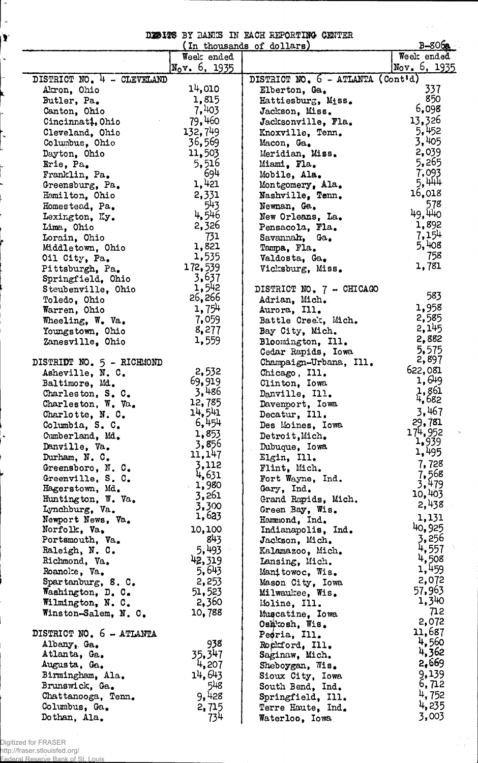## DEBITS BY BANKS IN EACH REPORTING CENTER

B-806a

(In thousands of dollars)

| | Week ended Nov. 6, 1935 | | Week ended Nov. 6, 1935 |
|---|---|---|---|
| **DISTRICT NO. 4 - CLEVELAND** | | **DISTRICT NO. 6 - ATLANTA (Cont'd)** | |
| Akron, Ohio | 14,010 | Elberton, Ga. | 337 |
| Butler, Pa. | 1,815 | Hattiesburg, Miss. | 850 |
| Canton, Ohio | 7,403 | Jackson, Miss. | 6,098 |
| Cincinnati, Ohio | 79,460 | Jacksonville, Fla. | 13,326 |
| Cleveland, Ohio | 132,749 | Knoxville, Tenn. | 5,452 |
| Columbus, Ohio | 36,569 | Macon, Ga. | 3,405 |
| Dayton, Ohio | 11,503 | Meridian, Miss. | 2,039 |
| Erie, Pa. | 5,516 | Miami, Fla. | 5,265 |
| Franklin, Pa. | 694 | Mobile, Ala. | 7,093 |
| Greensburg, Pa. | 1,421 | Montgomery, Ala. | 5,444 |
| Hamilton, Ohio | 2,331 | Nashville, Tenn. | 16,018 |
| Homestead, Pa. | 543 | Newnan, Ga. | 578 |
| Lexington, Ky. | 4,546 | New Orleans, La. | 49,440 |
| Lima, Ohio | 2,326 | Pensacola, Fla. | 1,892 |
| Lorain, Ohio | 731 | Savannah, Ga. | 7,154 |
| Middletown, Ohio | 1,821 | Tampa, Fla. | 5,408 |
| Oil City, Pa. | 1,535 | Valdosta, Ga. | 758 |
| Pittsburgh, Pa. | 172,539 | Vicksburg, Miss. | 1,781 |
| Springfield, Ohio | 3,637 | | |
| Steubenville, Ohio | 1,542 | **DISTRICT NO. 7 - CHICAGO** | |
| Toledo, Ohio | 26,266 | Adrian, Mich. | 583 |
| Warren, Ohio | 1,754 | Aurora, Ill. | 1,958 |
| Wheeling, W. Va. | 7,059 | Battle Creek, Mich. | 2,585 |
| Youngstown, Ohio | 8,277 | Bay City, Mich. | 2,145 |
| Zanesville, Ohio | 1,559 | Bloomington, Ill. | 2,882 |
| | | Cedar Rapids, Iowa | 5,575 |
| **DISTRICT NO. 5 - RICHMOND** | | Champaign-Urbana, Ill. | 2,897 |
| Asheville, N. C. | 2,532 | Chicago, Ill. | 622,081 |
| Baltimore, Md. | 69,919 | Clinton, Iowa | 1,649 |
| Charleston, S. C. | 3,486 | Danville, Ill. | 1,861 |
| Charleston, W. Va. | 12,785 | Davenport, Iowa | 4,682 |
| Charlotte, N. C. | 14,541 | Decatur, Ill. | 3,467 |
| Columbia, S. C. | 6,454 | Des Moines, Iowa | 29,781 |
| Cumberland, Md. | 1,853 | Detroit, Mich. | 174,952 |
| Danville, Va. | 3,856 | Dubuque, Iowa | 1,939 |
| Durham, N. C. | 11,147 | Elgin, Ill. | 1,495 |
| Greensboro, N. C. | 3,112 | Flint, Mich. | 7,728 |
| Greenville, S. C. | 4,631 | Fort Wayne, Ind. | 7,568 |
| Hagerstown, Md. | 1,980 | Gary, Ind. | 3,479 |
| Huntington, W. Va. | 3,261 | Grand Rapids, Mich. | 10,403 |
| Lynchburg, Va. | 3,300 | Green Bay, Wis. | 2,438 |
| Newport News, Va. | 1,623 | Hammond, Ind. | 1,131 |
| Norfolk, Va. | 10,100 | Indianapolis, Ind. | 40,925 |
| Portsmouth, Va. | 843 | Jackson, Mich. | 3,256 |
| Raleigh, N. C. | 5,493 | Kalamazoo, Mich. | 4,557 |
| Richmond, Va. | 42,319 | Lansing, Mich. | 4,508 |
| Roanoke, Va. | 5,643 | Manitowoc, Wis. | 1,459 |
| Spartanburg, S. C. | 2,253 | Mason City, Iowa | 2,072 |
| Washington, D. C. | 51,523 | Milwaukee, Wis. | 57,963 |
| Wilmington, N. C. | 2,360 | Moline, Ill. | 1,340 |
| Winston-Salem, N. C. | 10,788 | Muscatine, Iowa | 712 |
| | | Oshkosh, Wis. | 2,072 |
| **DISTRICT NO. 6 - ATLANTA** | | Peoria, Ill. | 11,687 |
| Albany, Ga. | 938 | Rockford, Ill. | 4,560 |
| Atlanta, Ga. | 35,347 | Saginaw, Mich. | 4,362 |
| Augusta, Ga. | 4,207 | Sheboygan, Wis. | 2,669 |
| Birmingham, Ala. | 14,643 | Sioux City, Iowa | 9,139 |
| Brunswick, Ga. | 548 | South Bend, Ind. | 6,712 |
| Chattanooga, Tenn. | 9,428 | Springfield, Ill. | 4,752 |
| Columbus, Ga. | 2,715 | Terre Haute, Ind. | 4,235 |
| Dothan, Ala. | 734 | Waterloo, Iowa | 3,003 |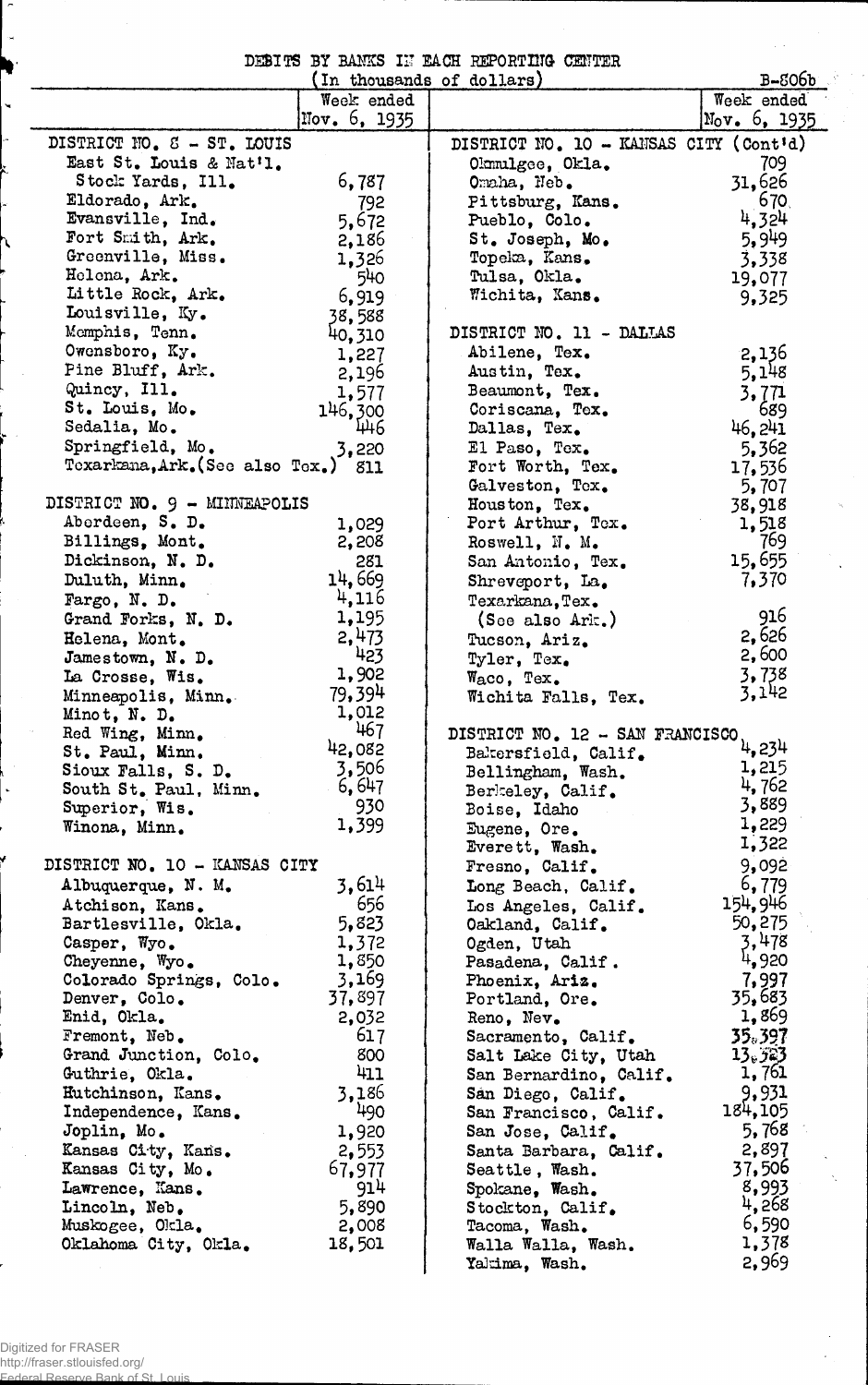# DEBITS BY BANKS IN EACH REPORTING CENTER

(In thousands of dollars)

B-806b

| | Week ended Nov. 6, 1935 | | Week ended Nov. 6, 1935 |
|---|---|---|---|
| **DISTRICT NO. 8 - ST. LOUIS** | | **DISTRICT NO. 10 - KANSAS CITY (Cont'd)** | |
| East St. Louis & Nat'l. Stock Yards, Ill. | 6,787 | Okmulgee, Okla. | 709 |
| Eldorado, Ark. | 792 | Omaha, Neb. | 31,626 |
| Evansville, Ind. | 5,672 | Pittsburg, Kans. | 670 |
| Fort Smith, Ark. | 2,186 | Pueblo, Colo. | 4,324 |
| Greenville, Miss. | 1,326 | St. Joseph, Mo. | 5,949 |
| Helena, Ark. | 540 | Topeka, Kans. | 3,338 |
| Little Rock, Ark. | 6,919 | Tulsa, Okla. | 19,077 |
| Louisville, Ky. | 38,588 | Wichita, Kans. | 9,325 |
| Memphis, Tenn. | 40,310 | | |
| Owensboro, Ky. | 1,227 | **DISTRICT NO. 11 - DALLAS** | |
| Pine Bluff, Ark. | 2,196 | Abilene, Tex. | 2,136 |
| Quincy, Ill. | 1,577 | Austin, Tex. | 5,148 |
| St. Louis, Mo. | 146,300 | Beaumont, Tex. | 3,771 |
| Sedalia, Mo. | 446 | Corsicana, Tex. | 689 |
| Springfield, Mo. | 3,220 | Dallas, Tex. | 46,241 |
| Texarkana, Ark. (See also Tex.) | 811 | El Paso, Tex. | 5,362 |
| | | Fort Worth, Tex. | 17,536 |
| **DISTRICT NO. 9 - MINNEAPOLIS** | | Galveston, Tex. | 5,707 |
| Aberdeen, S. D. | 1,029 | Houston, Tex. | 38,918 |
| Billings, Mont. | 2,208 | Port Arthur, Tex. | 1,518 |
| Dickinson, N. D. | 281 | Roswell, N. M. | 769 |
| Duluth, Minn. | 14,669 | San Antonio, Tex. | 15,655 |
| Fargo, N. D. | 4,116 | Shreveport, La. | 7,370 |
| Grand Forks, N. D. | 1,195 | Texarkana, Tex. (See also Ark.) | 916 |
| Helena, Mont. | 2,473 | Tucson, Ariz. | 2,626 |
| Jamestown, N. D. | 423 | Tyler, Tex. | 2,600 |
| La Crosse, Wis. | 1,902 | Waco, Tex. | 3,738 |
| Minneapolis, Minn. | 79,394 | Wichita Falls, Tex. | 3,142 |
| Minot, N. D. | 1,012 | | |
| Red Wing, Minn. | 467 | **DISTRICT NO. 12 - SAN FRANCISCO** | |
| St. Paul, Minn. | 42,082 | Bakersfield, Calif. | 4,234 |
| Sioux Falls, S. D. | 3,506 | Bellingham, Wash. | 1,215 |
| South St. Paul, Minn. | 6,647 | Berkeley, Calif. | 4,762 |
| Superior, Wis. | 930 | Boise, Idaho | 3,889 |
| Winona, Minn. | 1,399 | Eugene, Ore. | 1,229 |
| | | Everett, Wash. | 1,322 |
| **DISTRICT NO. 10 - KANSAS CITY** | | Fresno, Calif. | 9,092 |
| Albuquerque, N. M. | 3,614 | Long Beach, Calif. | 6,779 |
| Atchison, Kans. | 656 | Los Angeles, Calif. | 154,946 |
| Bartlesville, Okla. | 5,823 | Oakland, Calif. | 50,275 |
| Casper, Wyo. | 1,372 | Ogden, Utah | 3,478 |
| Cheyenne, Wyo. | 1,850 | Pasadena, Calif. | 4,920 |
| Colorado Springs, Colo. | 3,169 | Phoenix, Ariz. | 7,997 |
| Denver, Colo. | 37,897 | Portland, Ore. | 35,683 |
| Enid, Okla. | 2,032 | Reno, Nev. | 1,869 |
| Fremont, Neb. | 617 | Sacramento, Calif. | 35,397 |
| Grand Junction, Colo. | 800 | Salt Lake City, Utah | 13,523 |
| Guthrie, Okla. | 411 | San Bernardino, Calif. | 1,761 |
| Hutchinson, Kans. | 3,186 | San Diego, Calif. | 9,931 |
| Independence, Kans. | 490 | San Francisco, Calif. | 184,105 |
| Joplin, Mo. | 1,920 | San Jose, Calif. | 5,768 |
| Kansas City, Kans. | 2,553 | Santa Barbara, Calif. | 2,897 |
| Kansas City, Mo. | 67,977 | Seattle, Wash. | 37,506 |
| Lawrence, Kans. | 914 | Spokane, Wash. | 8,993 |
| Lincoln, Neb. | 5,890 | Stockton, Calif. | 4,268 |
| Muskogee, Okla. | 2,008 | Tacoma, Wash. | 6,590 |
| Oklahoma City, Okla. | 18,501 | Walla Walla, Wash. | 1,378 |
| | | Yakima, Wash. | 2,969 |